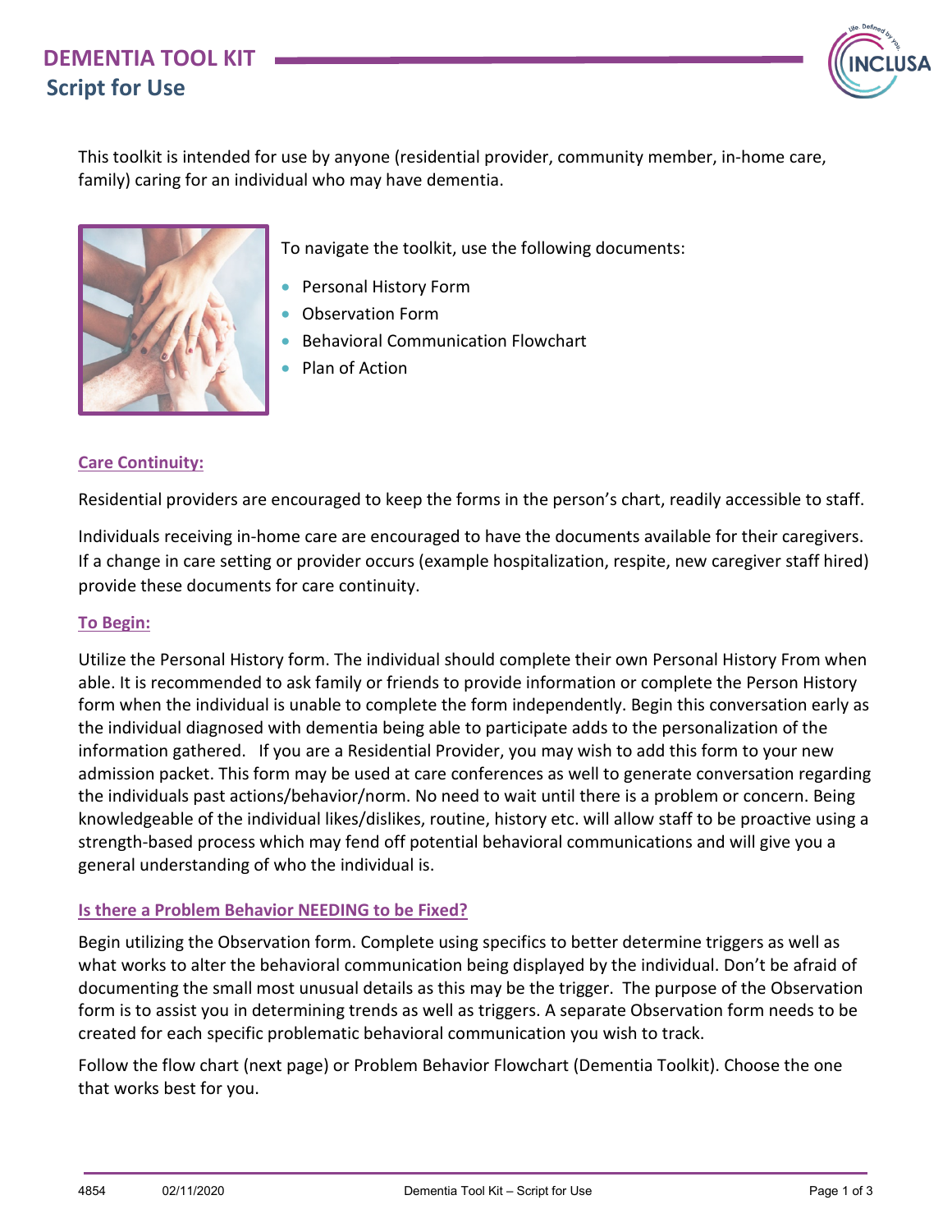# DEMENTIA TOOL KIT
## Script for Use

This toolkit is intended for use by anyone (residential provider, community member, in-home care, family) caring for an individual who may have dementia.

To navigate the toolkit, use the following documents:

- Personal History Form
- Observation Form
- Behavioral Communication Flowchart
- Plan of Action

### Care Continuity:

Residential providers are encouraged to keep the forms in the person's chart, readily accessible to staff.

Individuals receiving in-home care are encouraged to have the documents available for their caregivers. If a change in care setting or provider occurs (example hospitalization, respite, new caregiver staff hired) provide these documents for care continuity.

### To Begin:

Utilize the Personal History form. The individual should complete their own Personal History From when able. It is recommended to ask family or friends to provide information or complete the Person History form when the individual is unable to complete the form independently. Begin this conversation early as the individual diagnosed with dementia being able to participate adds to the personalization of the information gathered. If you are a Residential Provider, you may wish to add this form to your new admission packet. This form may be used at care conferences as well to generate conversation regarding the individuals past actions/behavior/norm. No need to wait until there is a problem or concern. Being knowledgeable of the individual likes/dislikes, routine, history etc. will allow staff to be proactive using a strength-based process which may fend off potential behavioral communications and will give you a general understanding of who the individual is.

### Is there a Problem Behavior NEEDING to be Fixed?

Begin utilizing the Observation form. Complete using specifics to better determine triggers as well as what works to alter the behavioral communication being displayed by the individual. Don't be afraid of documenting the small most unusual details as this may be the trigger. The purpose of the Observation form is to assist you in determining trends as well as triggers. A separate Observation form needs to be created for each specific problematic behavioral communication you wish to track.

Follow the flow chart (next page) or Problem Behavior Flowchart (Dementia Toolkit). Choose the one that works best for you.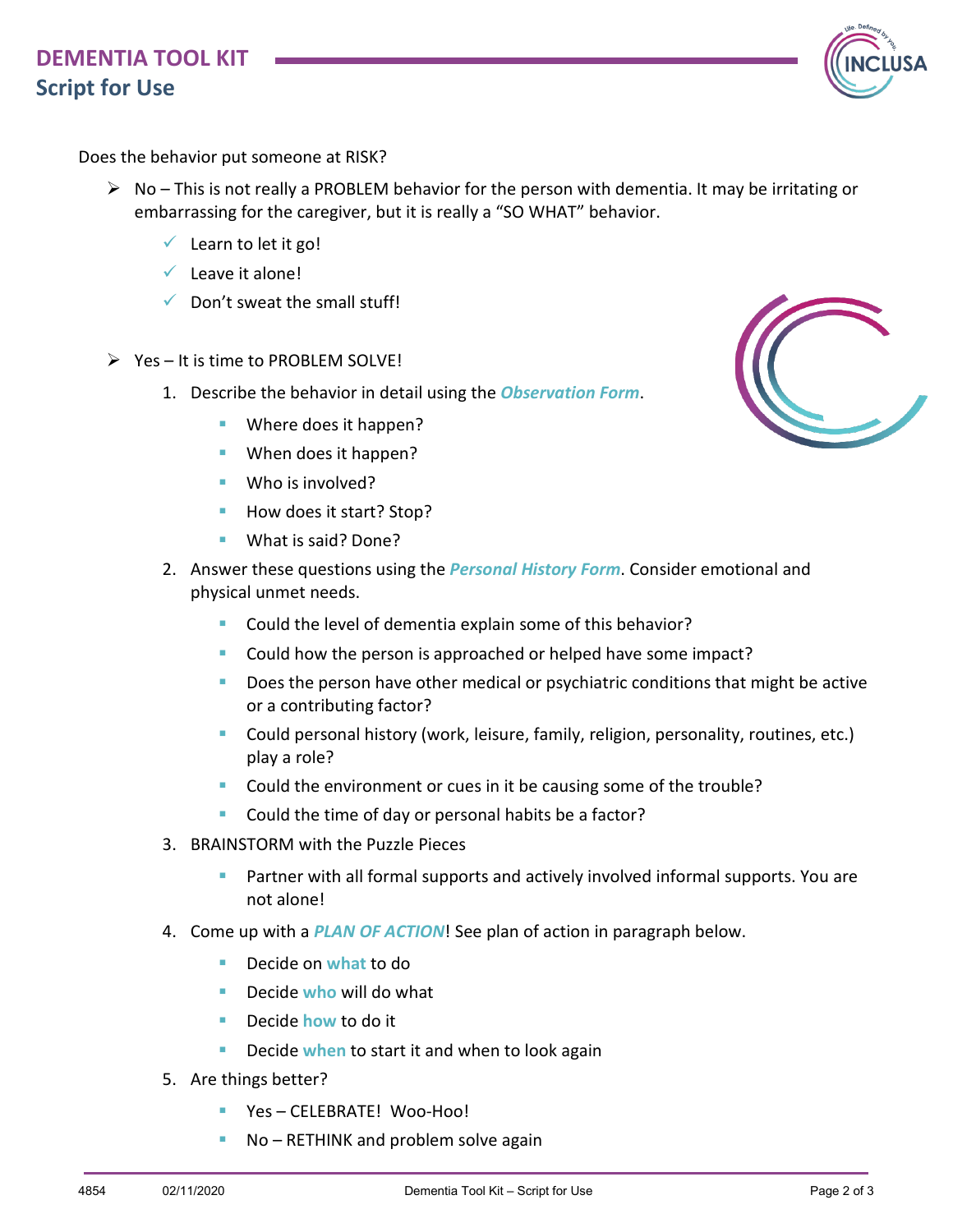Does the behavior put someone at RISK?

- No – This is not really a PROBLEM behavior for the person with dementia. It may be irritating or embarrassing for the caregiver, but it is really a "SO WHAT" behavior.
  - ✓ Learn to let it go!
  - ✓ Leave it alone!
  - ✓ Don't sweat the small stuff!

- Yes – It is time to PROBLEM SOLVE!
  1. Describe the behavior in detail using the ***Observation Form***.
     - Where does it happen?
     - When does it happen?
     - Who is involved?
     - How does it start? Stop?
     - What is said? Done?
  2. Answer these questions using the ***Personal History Form***. Consider emotional and physical unmet needs.
     - Could the level of dementia explain some of this behavior?
     - Could how the person is approached or helped have some impact?
     - Does the person have other medical or psychiatric conditions that might be active or a contributing factor?
     - Could personal history (work, leisure, family, religion, personality, routines, etc.) play a role?
     - Could the environment or cues in it be causing some of the trouble?
     - Could the time of day or personal habits be a factor?
  3. BRAINSTORM with the Puzzle Pieces
     - Partner with all formal supports and actively involved informal supports. You are not alone!
  4. Come up with a ***PLAN OF ACTION***! See plan of action in paragraph below.
     - Decide on **what** to do
     - Decide **who** will do what
     - Decide **how** to do it
     - Decide **when** to start it and when to look again
  5. Are things better?
     - Yes – CELEBRATE! Woo-Hoo!
     - No – RETHINK and problem solve again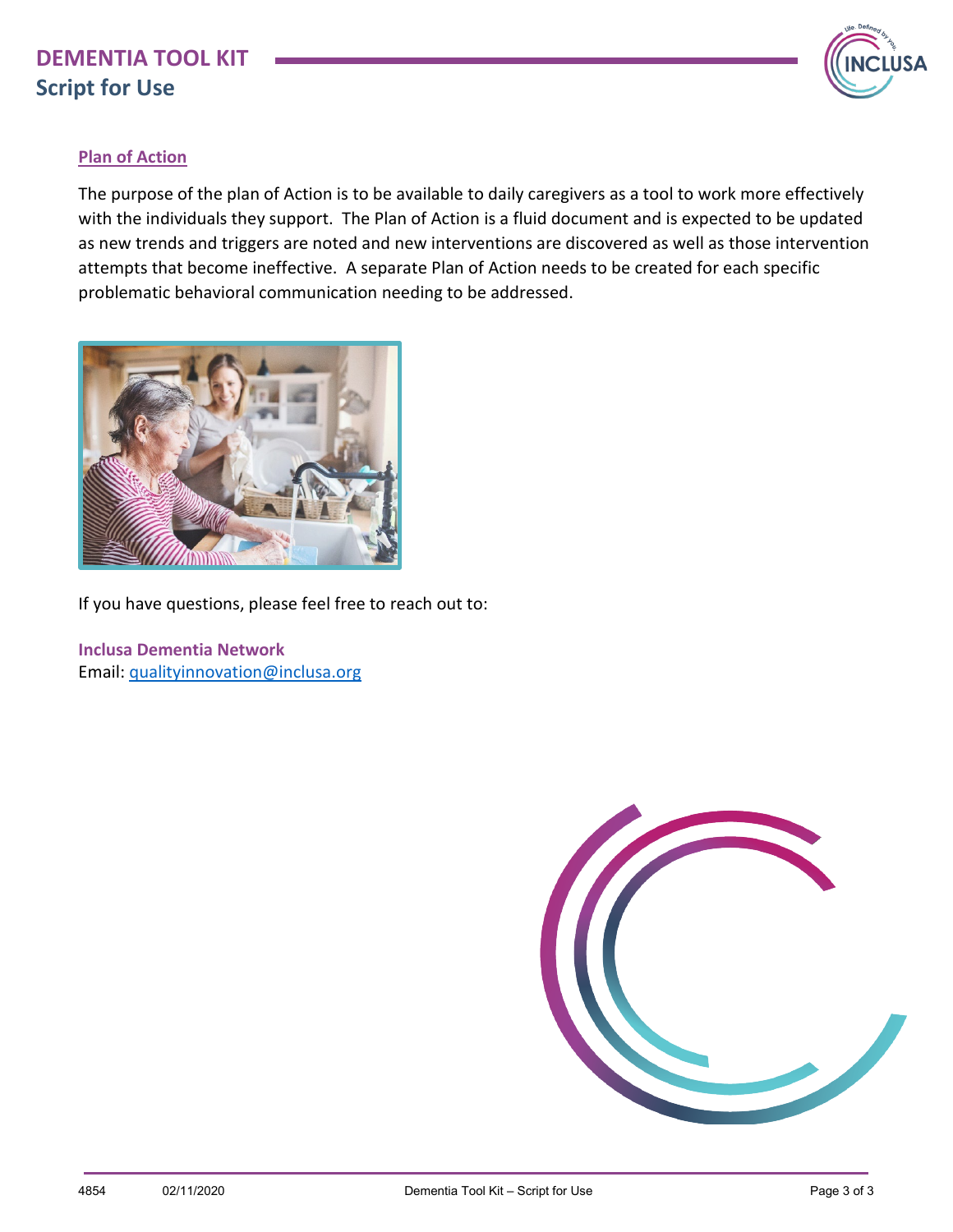## Plan of Action

The purpose of the plan of Action is to be available to daily caregivers as a tool to work more effectively with the individuals they support. The Plan of Action is a fluid document and is expected to be updated as new trends and triggers are noted and new interventions are discovered as well as those intervention attempts that become ineffective. A separate Plan of Action needs to be created for each specific problematic behavioral communication needing to be addressed.

If you have questions, please feel free to reach out to:

**Inclusa Dementia Network**
Email: qualityinnovation@inclusa.org